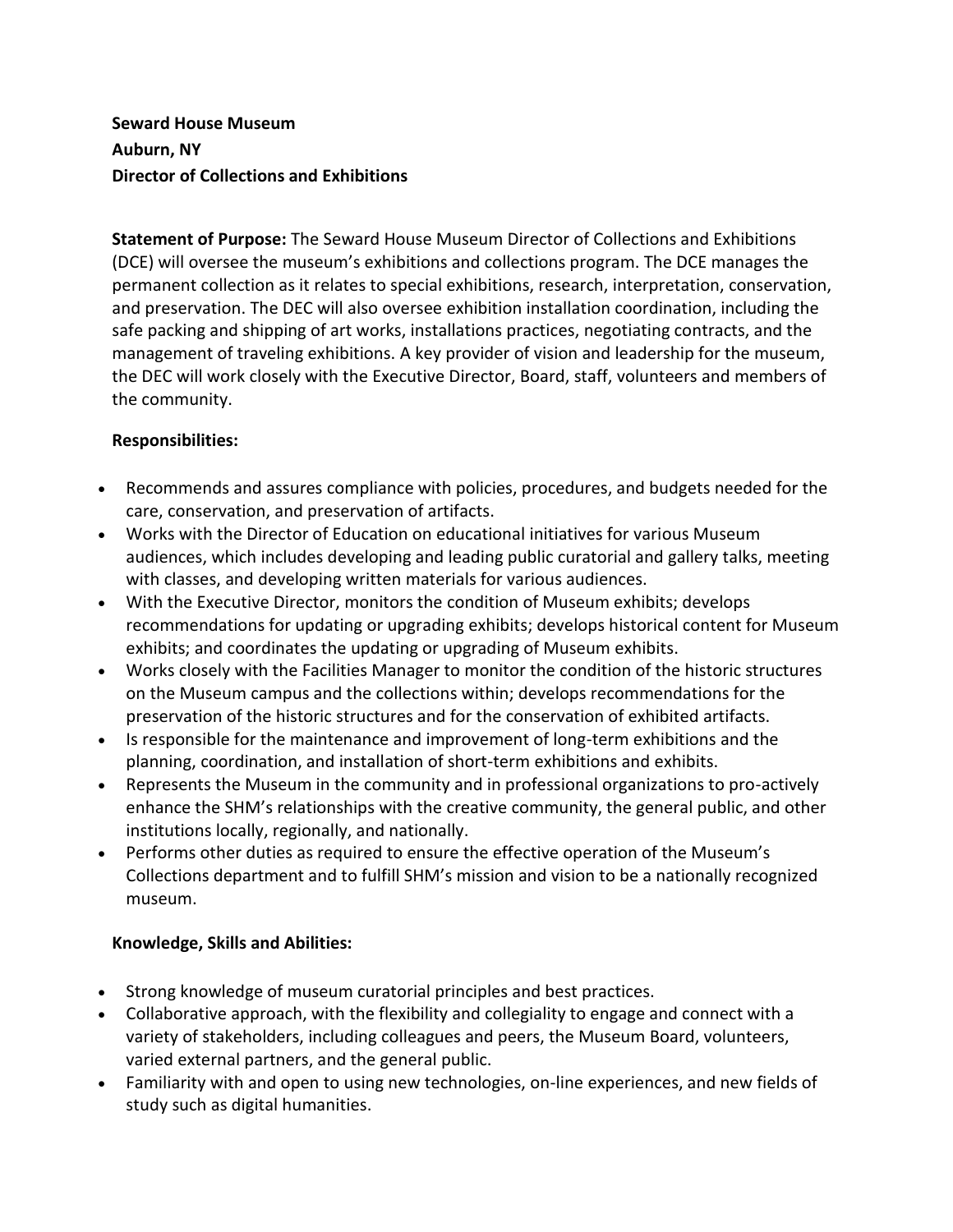**Seward House Museum**
**Auburn, NY**
**Director of Collections and Exhibitions**

**Statement of Purpose:** The Seward House Museum Director of Collections and Exhibitions (DCE) will oversee the museum's exhibitions and collections program. The DCE manages the permanent collection as it relates to special exhibitions, research, interpretation, conservation, and preservation. The DEC will also oversee exhibition installation coordination, including the safe packing and shipping of art works, installations practices, negotiating contracts, and the management of traveling exhibitions. A key provider of vision and leadership for the museum, the DEC will work closely with the Executive Director, Board, staff, volunteers and members of the community.

**Responsibilities:**

- Recommends and assures compliance with policies, procedures, and budgets needed for the care, conservation, and preservation of artifacts.
- Works with the Director of Education on educational initiatives for various Museum audiences, which includes developing and leading public curatorial and gallery talks, meeting with classes, and developing written materials for various audiences.
- With the Executive Director, monitors the condition of Museum exhibits; develops recommendations for updating or upgrading exhibits; develops historical content for Museum exhibits; and coordinates the updating or upgrading of Museum exhibits.
- Works closely with the Facilities Manager to monitor the condition of the historic structures on the Museum campus and the collections within; develops recommendations for the preservation of the historic structures and for the conservation of exhibited artifacts.
- Is responsible for the maintenance and improvement of long-term exhibitions and the planning, coordination, and installation of short-term exhibitions and exhibits.
- Represents the Museum in the community and in professional organizations to pro-actively enhance the SHM's relationships with the creative community, the general public, and other institutions locally, regionally, and nationally.
- Performs other duties as required to ensure the effective operation of the Museum's Collections department and to fulfill SHM's mission and vision to be a nationally recognized museum.

**Knowledge, Skills and Abilities:**

- Strong knowledge of museum curatorial principles and best practices.
- Collaborative approach, with the flexibility and collegiality to engage and connect with a variety of stakeholders, including colleagues and peers, the Museum Board, volunteers, varied external partners, and the general public.
- Familiarity with and open to using new technologies, on-line experiences, and new fields of study such as digital humanities.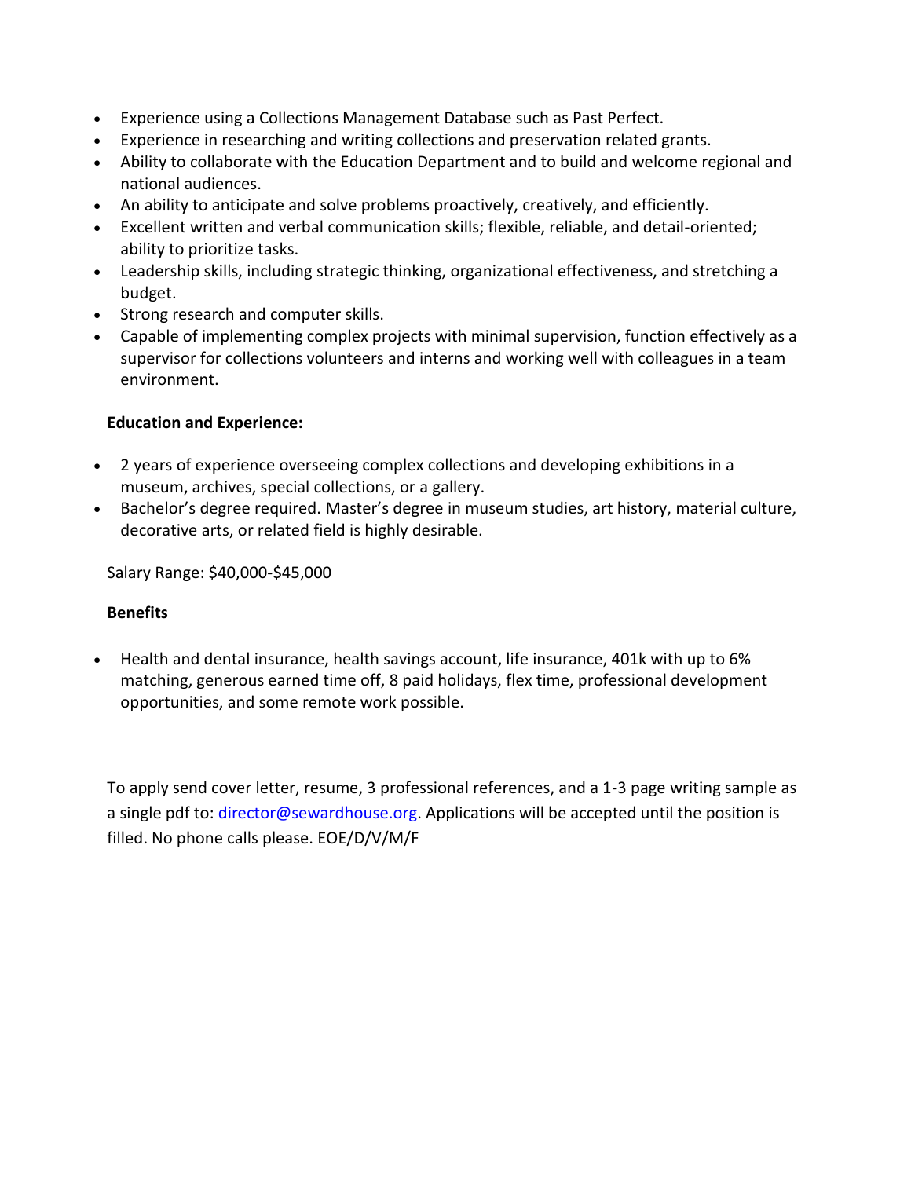- Experience using a Collections Management Database such as Past Perfect.
- Experience in researching and writing collections and preservation related grants.
- Ability to collaborate with the Education Department and to build and welcome regional and national audiences.
- An ability to anticipate and solve problems proactively, creatively, and efficiently.
- Excellent written and verbal communication skills; flexible, reliable, and detail-oriented; ability to prioritize tasks.
- Leadership skills, including strategic thinking, organizational effectiveness, and stretching a budget.
- Strong research and computer skills.
- Capable of implementing complex projects with minimal supervision, function effectively as a supervisor for collections volunteers and interns and working well with colleagues in a team environment.

**Education and Experience:**

- 2 years of experience overseeing complex collections and developing exhibitions in a museum, archives, special collections, or a gallery.
- Bachelor's degree required. Master's degree in museum studies, art history, material culture, decorative arts, or related field is highly desirable.

Salary Range: $40,000-$45,000

**Benefits**

- Health and dental insurance, health savings account, life insurance, 401k with up to 6% matching, generous earned time off, 8 paid holidays, flex time, professional development opportunities, and some remote work possible.

To apply send cover letter, resume, 3 professional references, and a 1-3 page writing sample as a single pdf to: director@sewardhouse.org. Applications will be accepted until the position is filled. No phone calls please. EOE/D/V/M/F